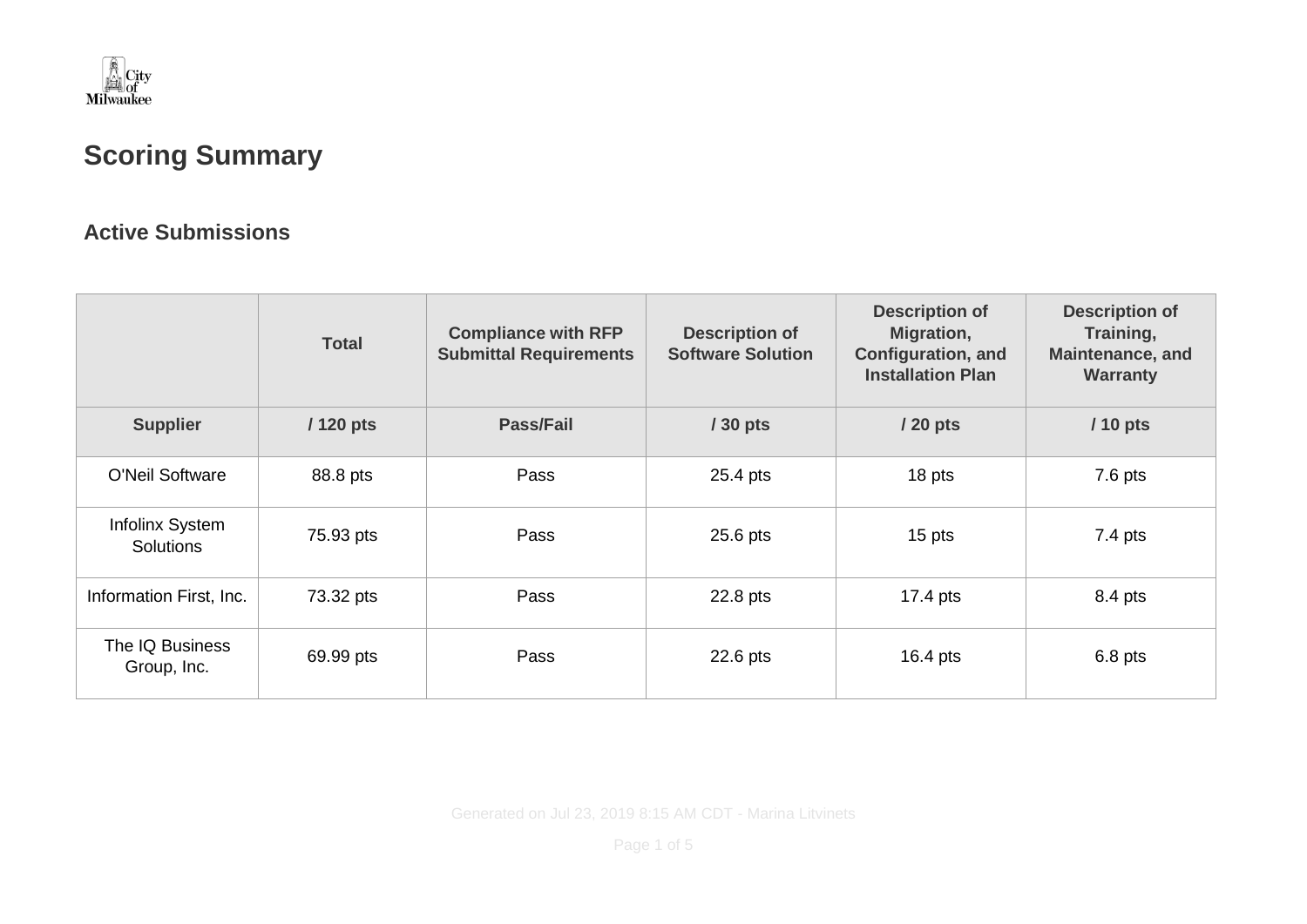City of Milwaukee

# Scoring Summary

## Active Submissions

| | Total | Compliance with RFP Submittal Requirements | Description of Software Solution | Description of Migration, Configuration, and Installation Plan | Description of Training, Maintenance, and Warranty |
|---|---|---|---|---|---|
| **Supplier** | **/ 120 pts** | **Pass/Fail** | **/ 30 pts** | **/ 20 pts** | **/ 10 pts** |
| O'Neil Software | 88.8 pts | Pass | 25.4 pts | 18 pts | 7.6 pts |
| Infolinx System Solutions | 75.93 pts | Pass | 25.6 pts | 15 pts | 7.4 pts |
| Information First, Inc. | 73.32 pts | Pass | 22.8 pts | 17.4 pts | 8.4 pts |
| The IQ Business Group, Inc. | 69.99 pts | Pass | 22.6 pts | 16.4 pts | 6.8 pts |

Generated on Jul 23, 2019 8:15 AM CDT - Marina Litvinets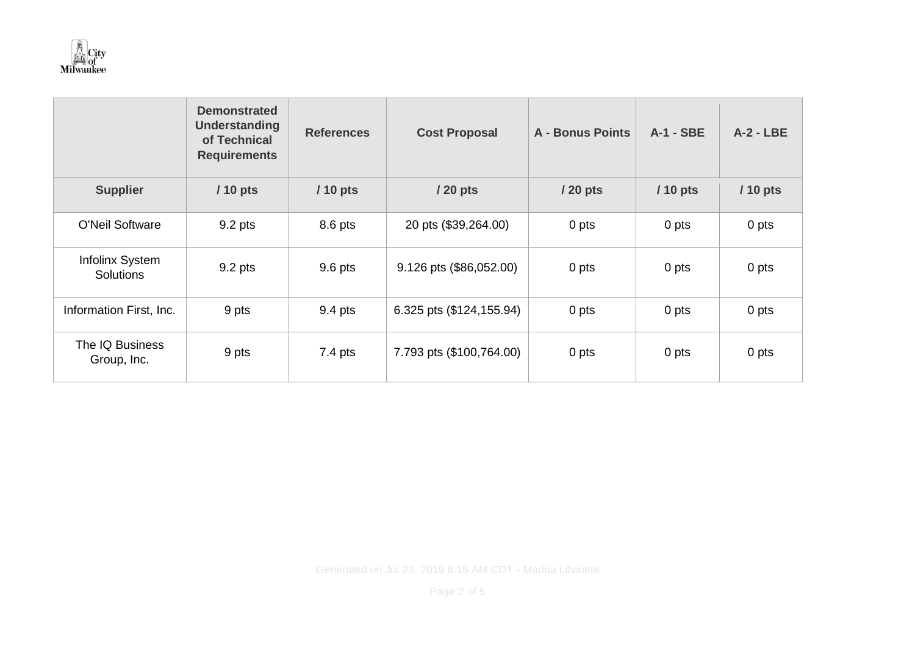| | Demonstrated Understanding of Technical Requirements | References | Cost Proposal | A - Bonus Points | A-1 - SBE | A-2 - LBE |
|---|---|---|---|---|---|---|
| **Supplier** | **/ 10 pts** | **/ 10 pts** | **/ 20 pts** | **/ 20 pts** | **/ 10 pts** | **/ 10 pts** |
| O'Neil Software | 9.2 pts | 8.6 pts | 20 pts ($39,264.00) | 0 pts | 0 pts | 0 pts |
| Infolinx System Solutions | 9.2 pts | 9.6 pts | 9.126 pts ($86,052.00) | 0 pts | 0 pts | 0 pts |
| Information First, Inc. | 9 pts | 9.4 pts | 6.325 pts ($124,155.94) | 0 pts | 0 pts | 0 pts |
| The IQ Business Group, Inc. | 9 pts | 7.4 pts | 7.793 pts ($100,764.00) | 0 pts | 0 pts | 0 pts |

Generated on Jul 23, 2019 8:15 AM CDT - Marina Litvinets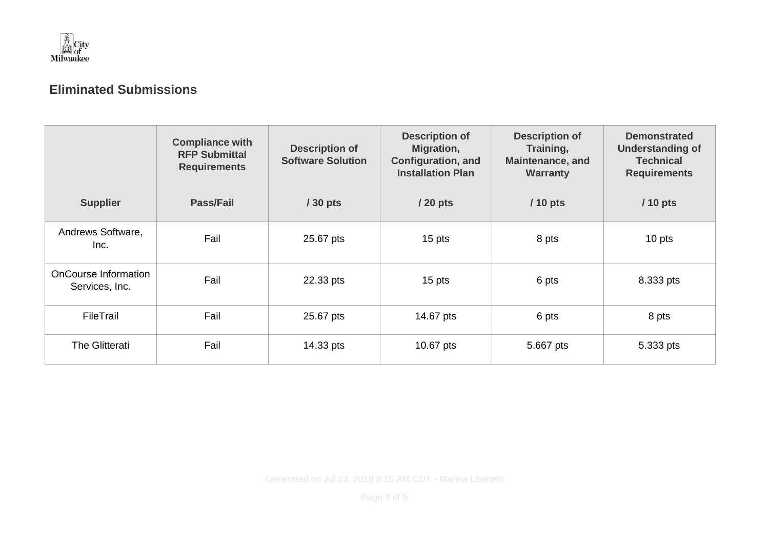## Eliminated Submissions

| Supplier | Compliance with RFP Submittal Requirements<br>Pass/Fail | Description of Software Solution<br>/ 30 pts | Description of Migration, Configuration, and Installation Plan<br>/ 20 pts | Description of Training, Maintenance, and Warranty<br>/ 10 pts | Demonstrated Understanding of Technical Requirements<br>/ 10 pts |
|---|---|---|---|---|---|
| Andrews Software, Inc. | Fail | 25.67 pts | 15 pts | 8 pts | 10 pts |
| OnCourse Information Services, Inc. | Fail | 22.33 pts | 15 pts | 6 pts | 8.333 pts |
| FileTrail | Fail | 25.67 pts | 14.67 pts | 6 pts | 8 pts |
| The Glitterati | Fail | 14.33 pts | 10.67 pts | 5.667 pts | 5.333 pts |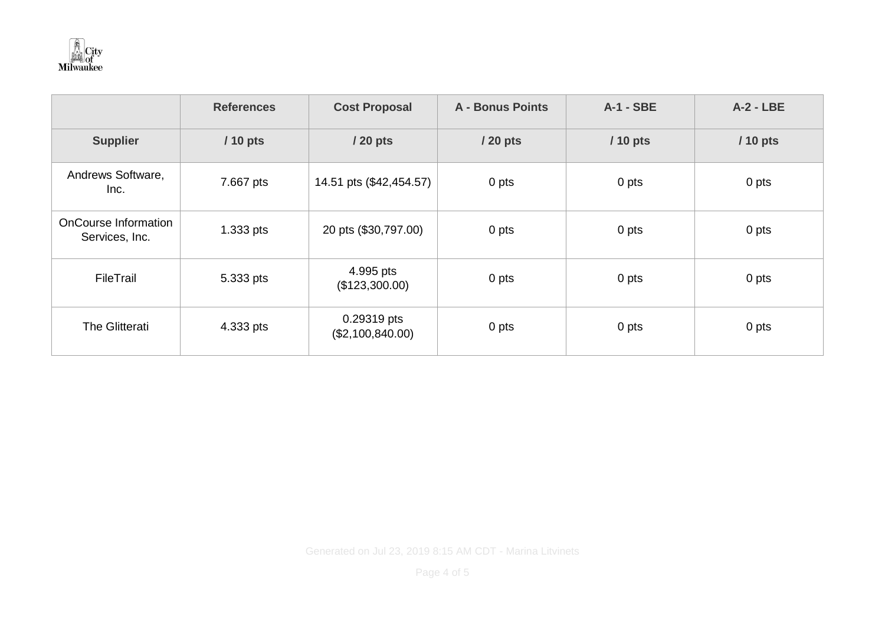| | References | Cost Proposal | A - Bonus Points | A-1 - SBE | A-2 - LBE |
|---|---|---|---|---|---|
| **Supplier** | **/ 10 pts** | **/ 20 pts** | **/ 20 pts** | **/ 10 pts** | **/ 10 pts** |
| Andrews Software, Inc. | 7.667 pts | 14.51 pts ($42,454.57) | 0 pts | 0 pts | 0 pts |
| OnCourse Information Services, Inc. | 1.333 pts | 20 pts ($30,797.00) | 0 pts | 0 pts | 0 pts |
| FileTrail | 5.333 pts | 4.995 pts ($123,300.00) | 0 pts | 0 pts | 0 pts |
| The Glitterati | 4.333 pts | 0.29319 pts ($2,100,840.00) | 0 pts | 0 pts | 0 pts |

Generated on Jul 23, 2019 8:15 AM CDT - Marina Litvinets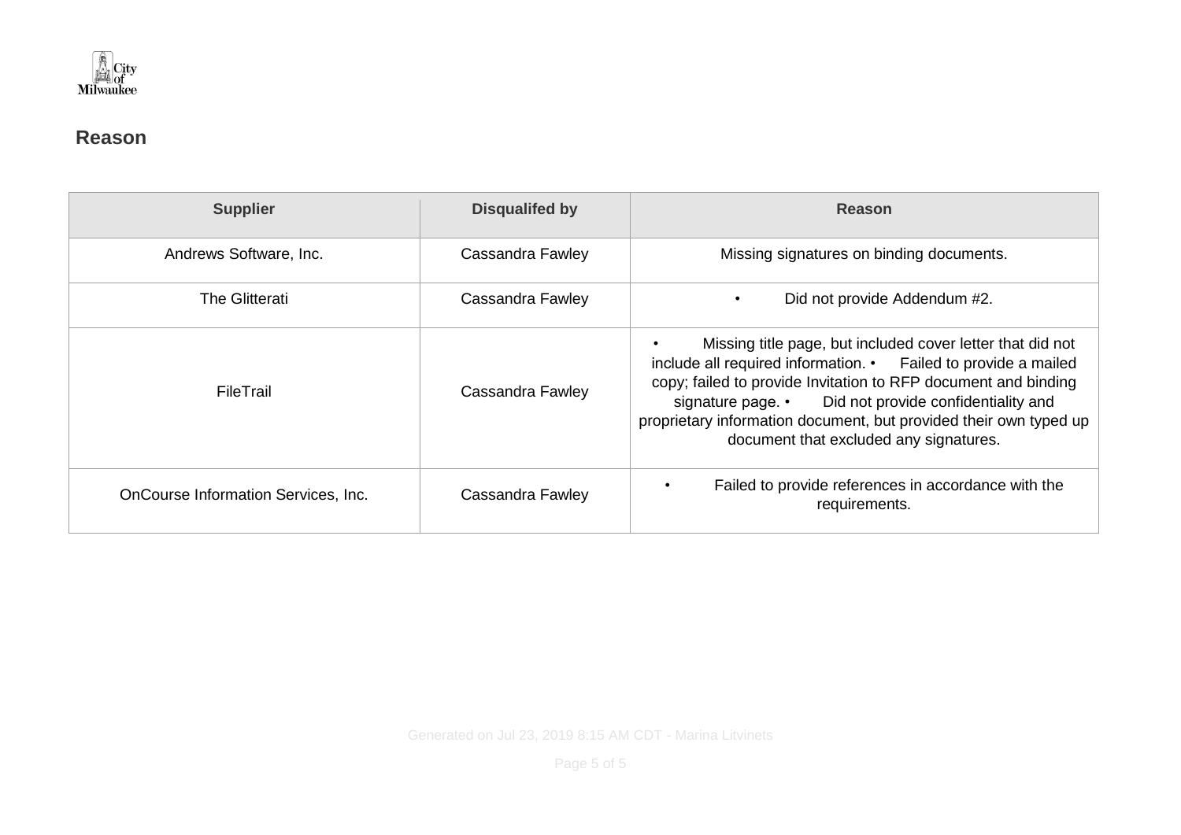## Reason

| Supplier | Disqualifed by | Reason |
|---|---|---|
| Andrews Software, Inc. | Cassandra Fawley | Missing signatures on binding documents. |
| The Glitterati | Cassandra Fawley | • Did not provide Addendum #2. |
| FileTrail | Cassandra Fawley | • Missing title page, but included cover letter that did not include all required information. • Failed to provide a mailed copy; failed to provide Invitation to RFP document and binding signature page. • Did not provide confidentiality and proprietary information document, but provided their own typed up document that excluded any signatures. |
| OnCourse Information Services, Inc. | Cassandra Fawley | • Failed to provide references in accordance with the requirements. |

Generated on Jul 23, 2019 8:15 AM CDT - Marina Litvinets